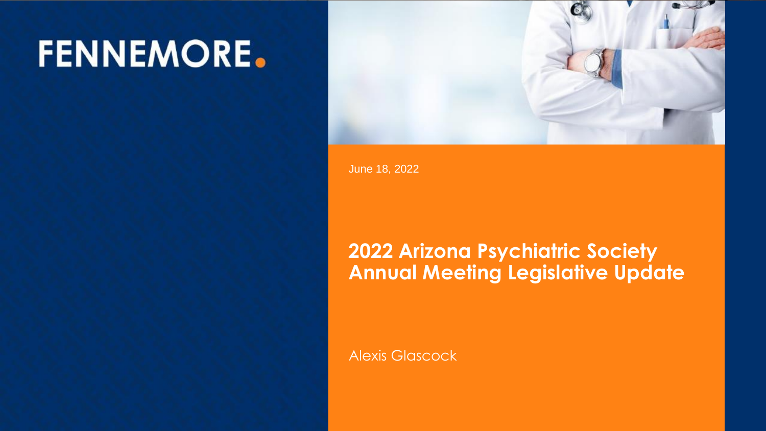FENNEMORE.

June 18, 2022

# 2022 Arizona Psychiatric Society Annual Meeting Legislative Update

Alexis Glascock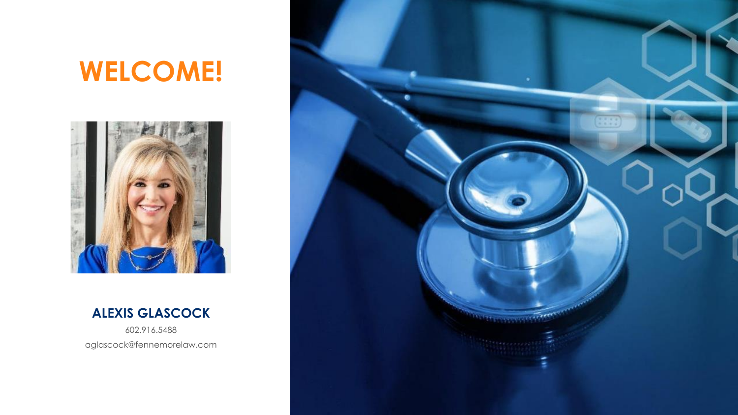# WELCOME!

**ALEXIS GLASCOCK**

602.916.5488

aglascock@fennemorelaw.com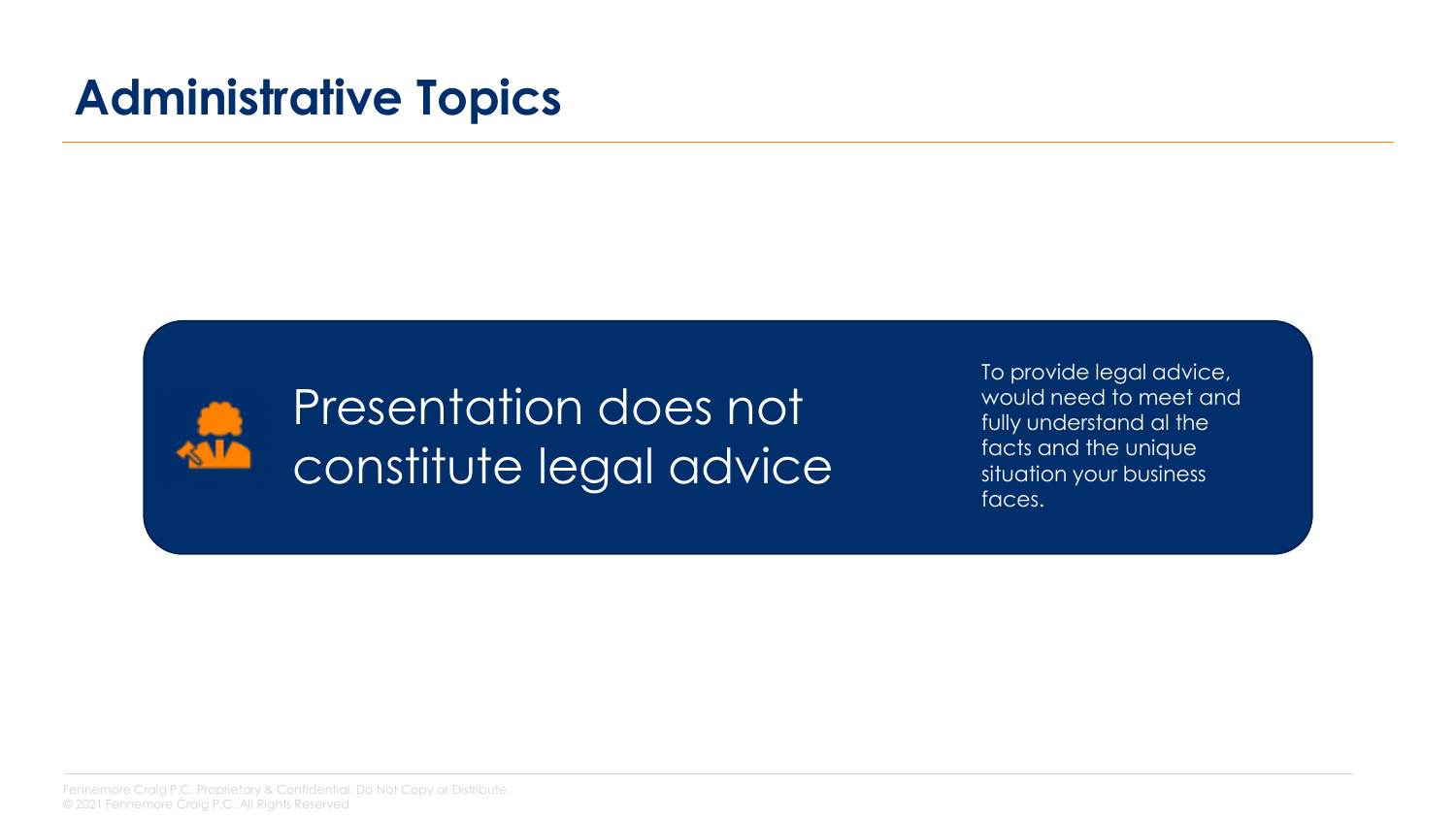# Administrative Topics

## Presentation does not constitute legal advice

To provide legal advice, would need to meet and fully understand al the facts and the unique situation your business faces.

Fennemore Craig P.C. Proprietary & Confidential. Do Not Copy or Distribute.
© 2021 Fennemore Craig P.C. All Rights Reserved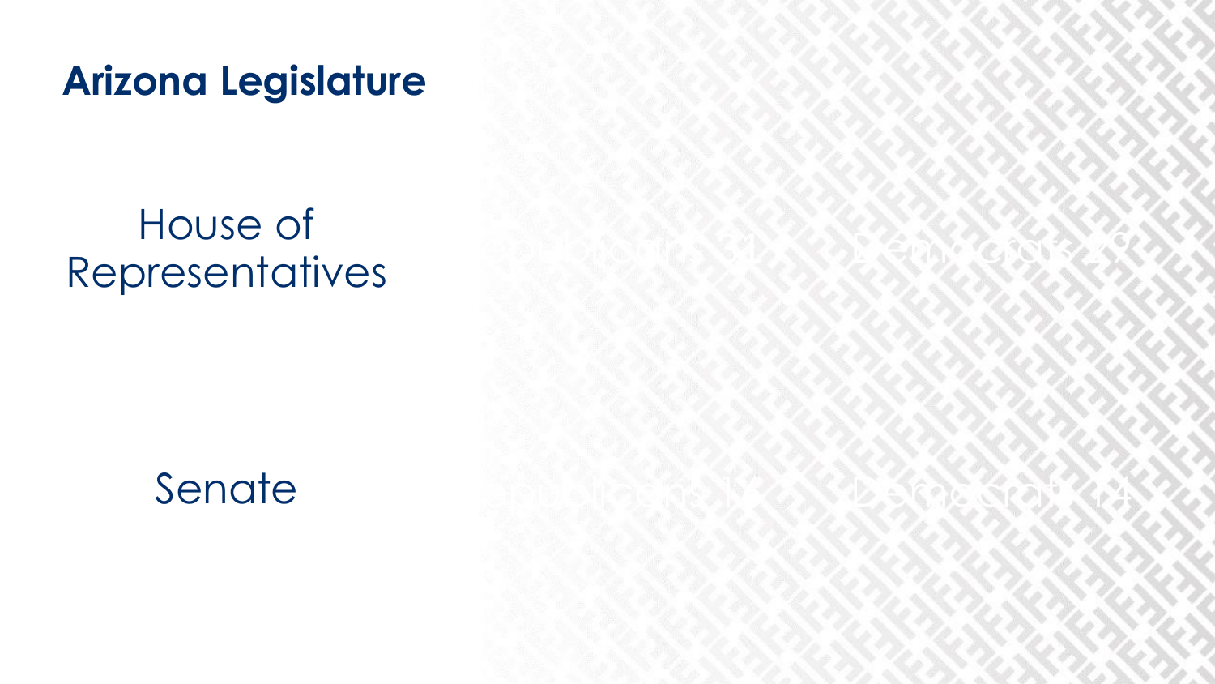# Arizona Legislature

| | | |
|---|---|---|
| House of Representatives | Republicans 31 | Democrats 29 |
| Senate | Republicans 16 | Democrats 14 |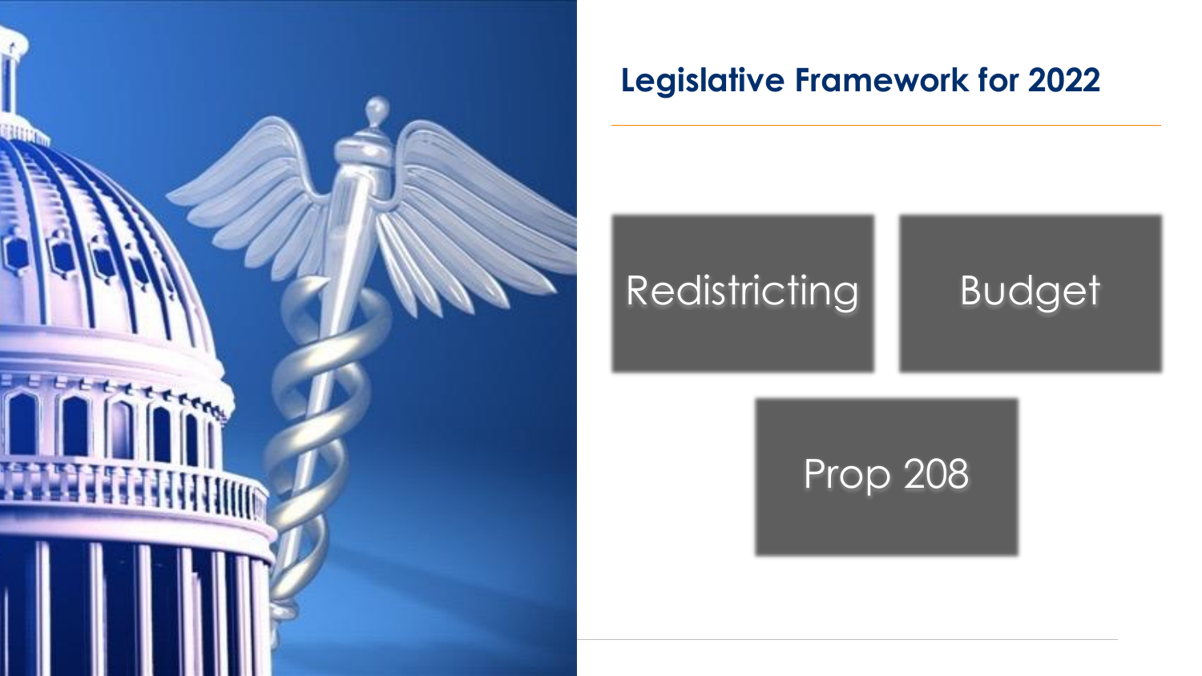## Legislative Framework for 2022

- Redistricting
- Budget
- Prop 208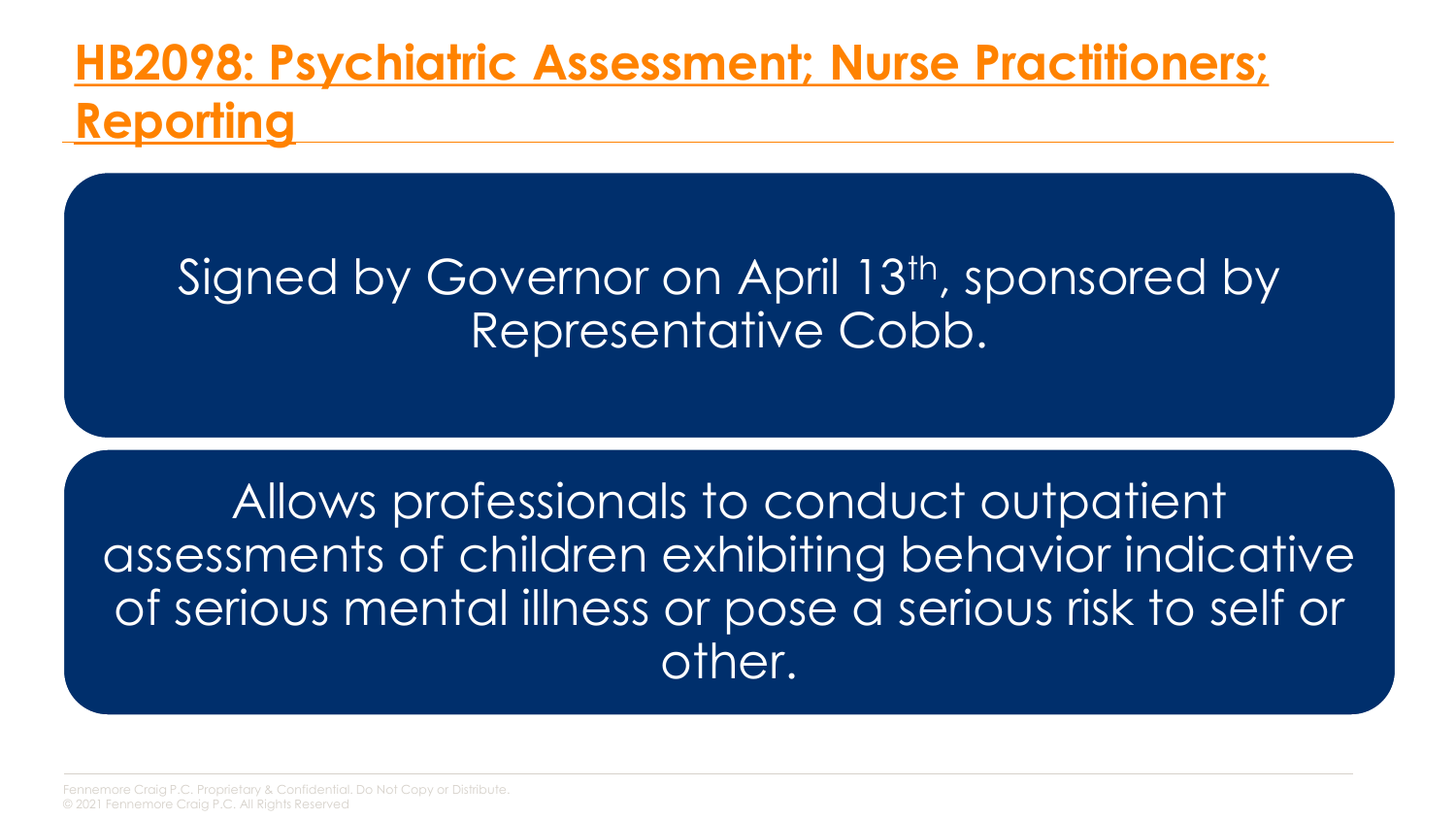# HB2098: Psychiatric Assessment; Nurse Practitioners; Reporting

Signed by Governor on April 13th, sponsored by Representative Cobb.

Allows professionals to conduct outpatient assessments of children exhibiting behavior indicative of serious mental illness or pose a serious risk to self or other.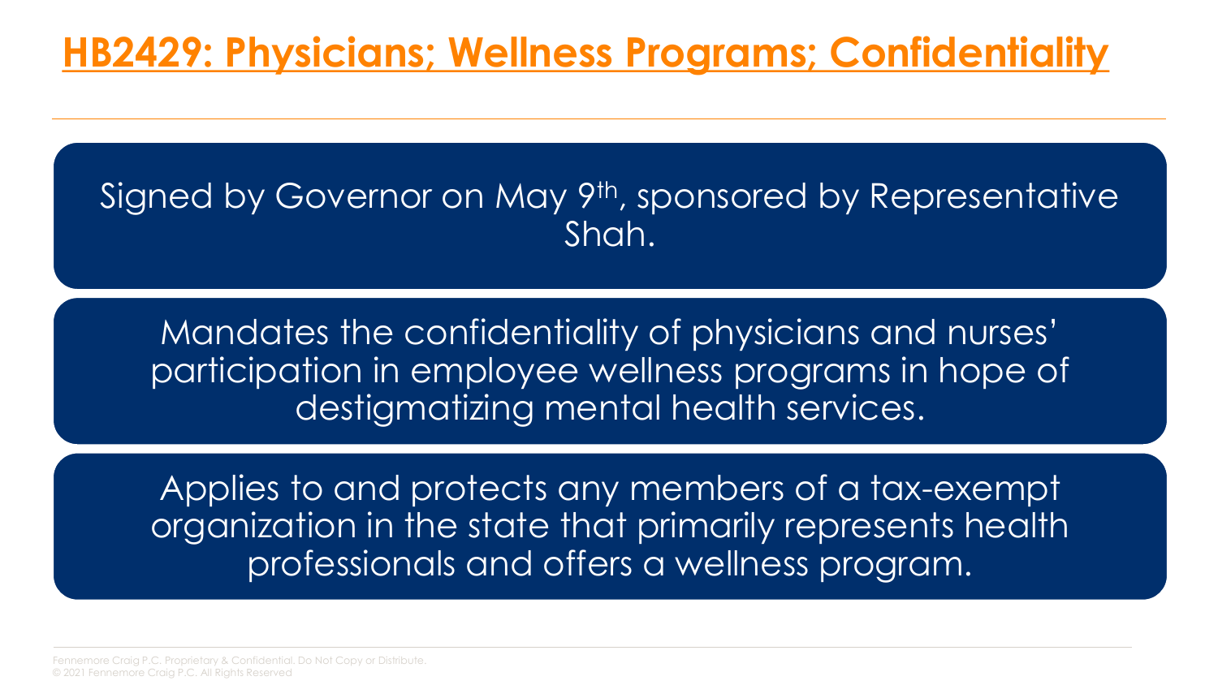# HB2429: Physicians; Wellness Programs; Confidentiality

Signed by Governor on May 9th, sponsored by Representative Shah.

Mandates the confidentiality of physicians and nurses' participation in employee wellness programs in hope of destigmatizing mental health services.

Applies to and protects any members of a tax-exempt organization in the state that primarily represents health professionals and offers a wellness program.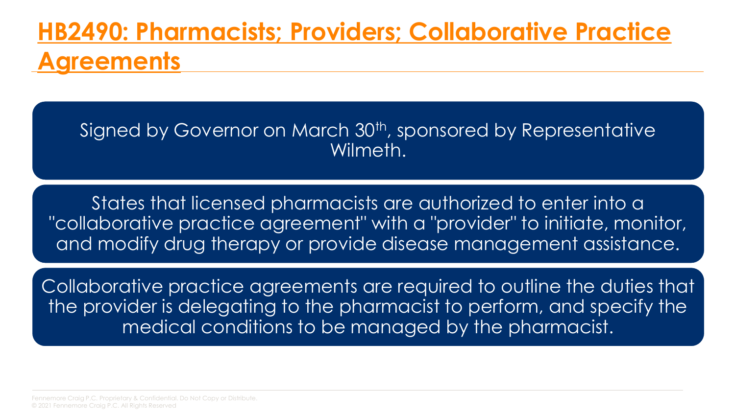# HB2490: Pharmacists; Providers; Collaborative Practice Agreements

Signed by Governor on March 30th, sponsored by Representative Wilmeth.

States that licensed pharmacists are authorized to enter into a "collaborative practice agreement" with a "provider" to initiate, monitor, and modify drug therapy or provide disease management assistance.

Collaborative practice agreements are required to outline the duties that the provider is delegating to the pharmacist to perform, and specify the medical conditions to be managed by the pharmacist.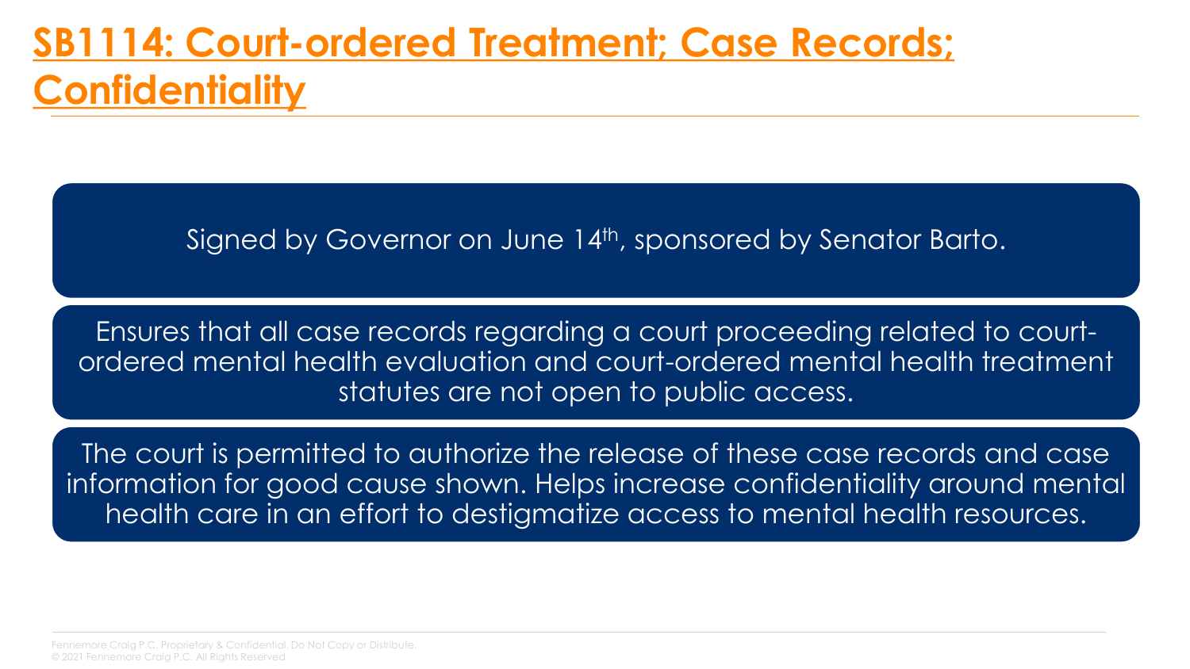# SB1114: Court-ordered Treatment; Case Records; Confidentiality

Signed by Governor on June 14th, sponsored by Senator Barto.

Ensures that all case records regarding a court proceeding related to court-ordered mental health evaluation and court-ordered mental health treatment statutes are not open to public access.

The court is permitted to authorize the release of these case records and case information for good cause shown. Helps increase confidentiality around mental health care in an effort to destigmatize access to mental health resources.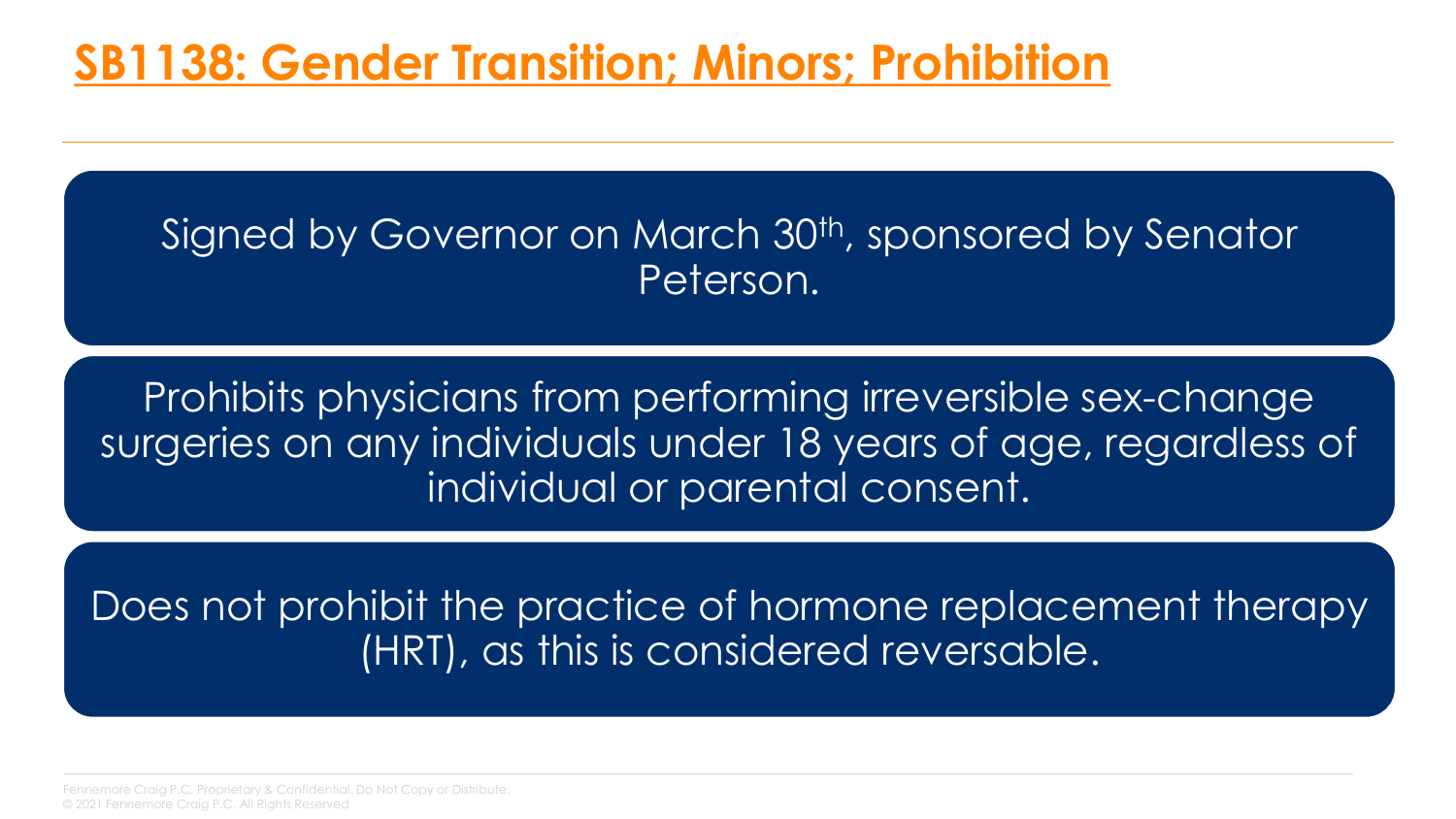# SB1138: Gender Transition; Minors; Prohibition

Signed by Governor on March 30th, sponsored by Senator Peterson.

Prohibits physicians from performing irreversible sex-change surgeries on any individuals under 18 years of age, regardless of individual or parental consent.

Does not prohibit the practice of hormone replacement therapy (HRT), as this is considered reversable.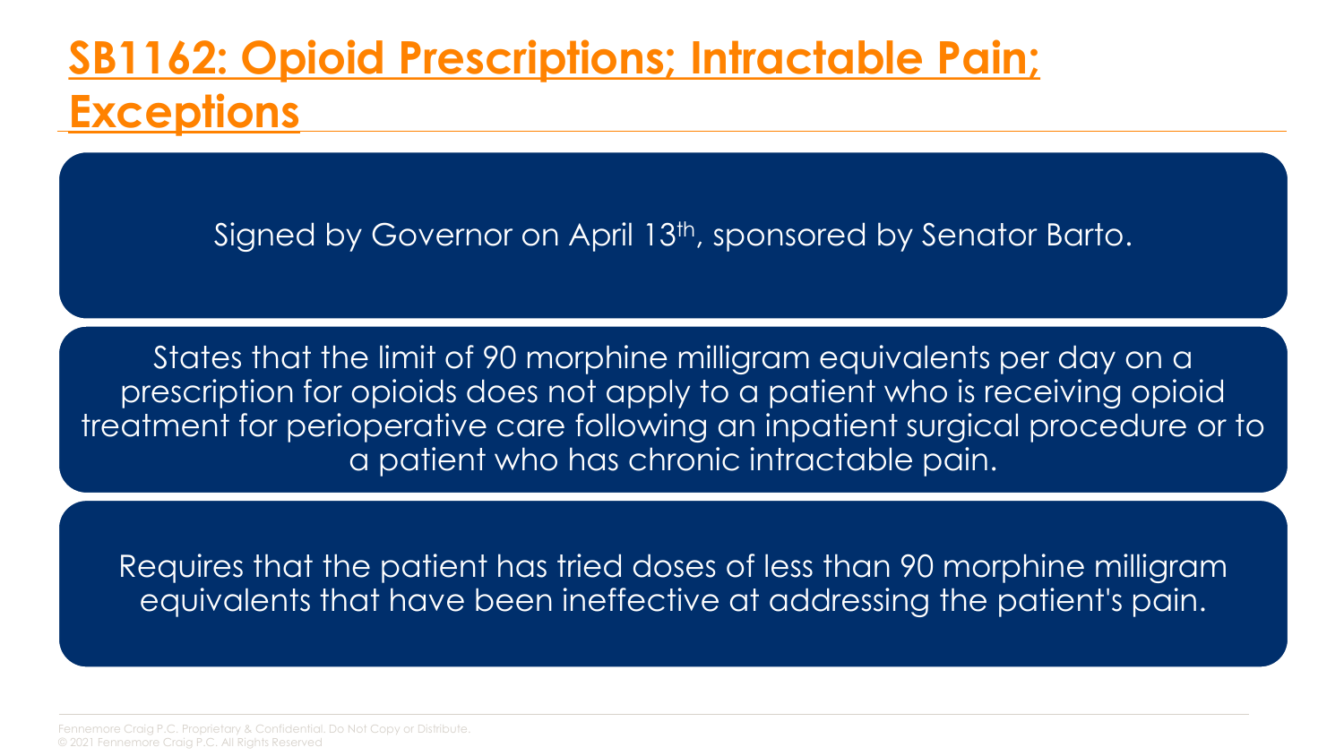# SB1162: Opioid Prescriptions; Intractable Pain; Exceptions

Signed by Governor on April 13th, sponsored by Senator Barto.

States that the limit of 90 morphine milligram equivalents per day on a prescription for opioids does not apply to a patient who is receiving opioid treatment for perioperative care following an inpatient surgical procedure or to a patient who has chronic intractable pain.

Requires that the patient has tried doses of less than 90 morphine milligram equivalents that have been ineffective at addressing the patient's pain.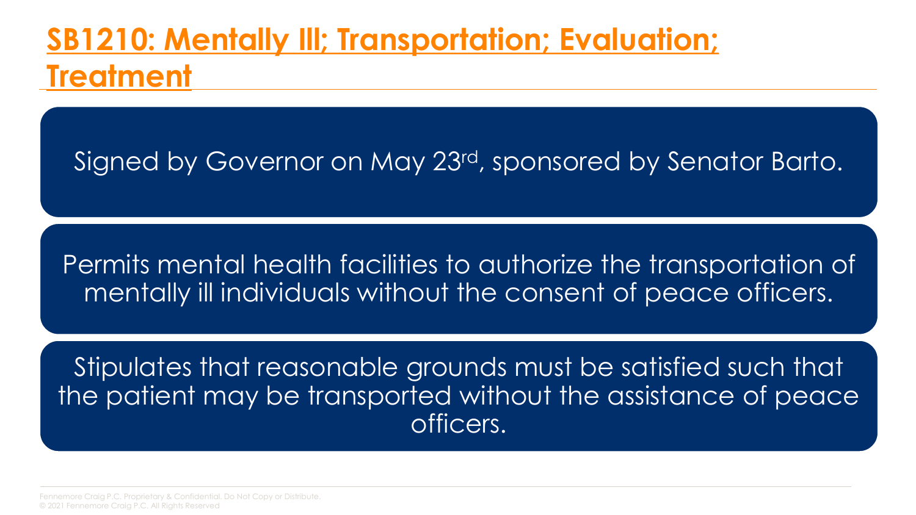# SB1210: Mentally Ill; Transportation; Evaluation; Treatment

Signed by Governor on May 23rd, sponsored by Senator Barto.

Permits mental health facilities to authorize the transportation of mentally ill individuals without the consent of peace officers.

Stipulates that reasonable grounds must be satisfied such that the patient may be transported without the assistance of peace officers.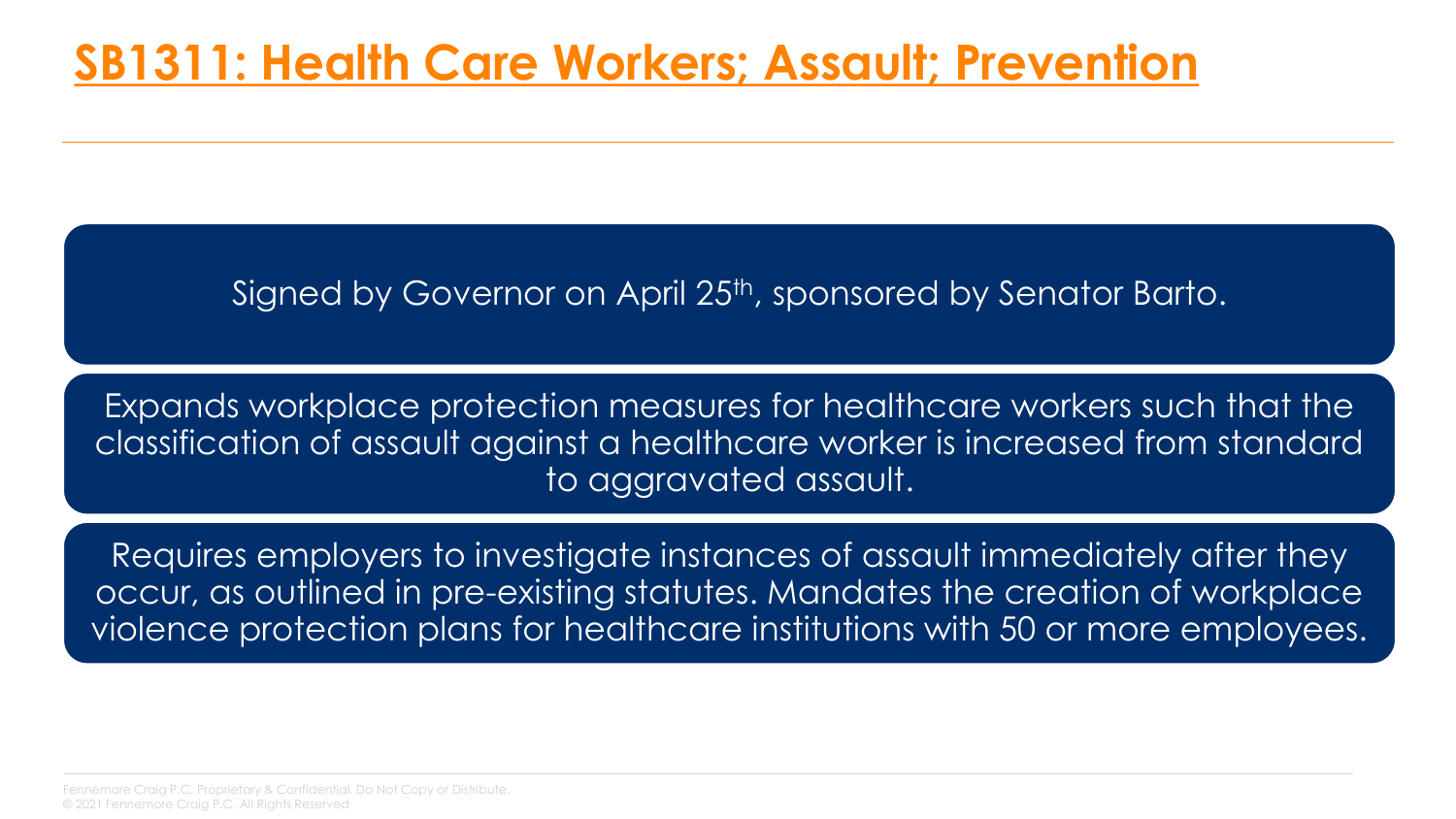# SB1311: Health Care Workers; Assault; Prevention

Signed by Governor on April 25th, sponsored by Senator Barto.

Expands workplace protection measures for healthcare workers such that the classification of assault against a healthcare worker is increased from standard to aggravated assault.

Requires employers to investigate instances of assault immediately after they occur, as outlined in pre-existing statutes. Mandates the creation of workplace violence protection plans for healthcare institutions with 50 or more employees.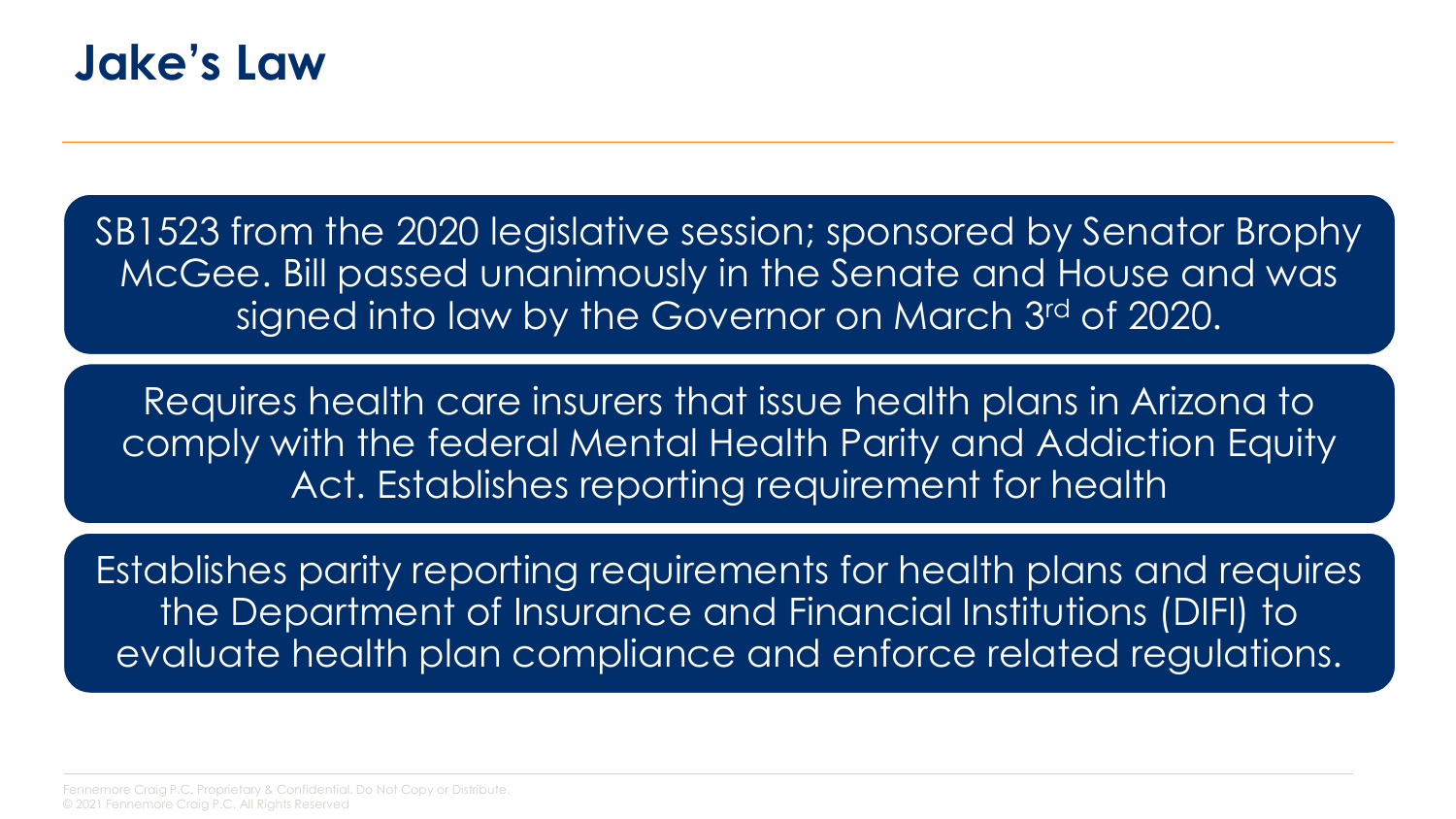# Jake's Law

SB1523 from the 2020 legislative session; sponsored by Senator Brophy McGee. Bill passed unanimously in the Senate and House and was signed into law by the Governor on March 3rd of 2020.

Requires health care insurers that issue health plans in Arizona to comply with the federal Mental Health Parity and Addiction Equity Act. Establishes reporting requirement for health

Establishes parity reporting requirements for health plans and requires the Department of Insurance and Financial Institutions (DIFI) to evaluate health plan compliance and enforce related regulations.

Fennemore Craig P.C. Proprietary & Confidential. Do Not Copy or Distribute.
© 2021 Fennemore Craig P.C. All Rights Reserved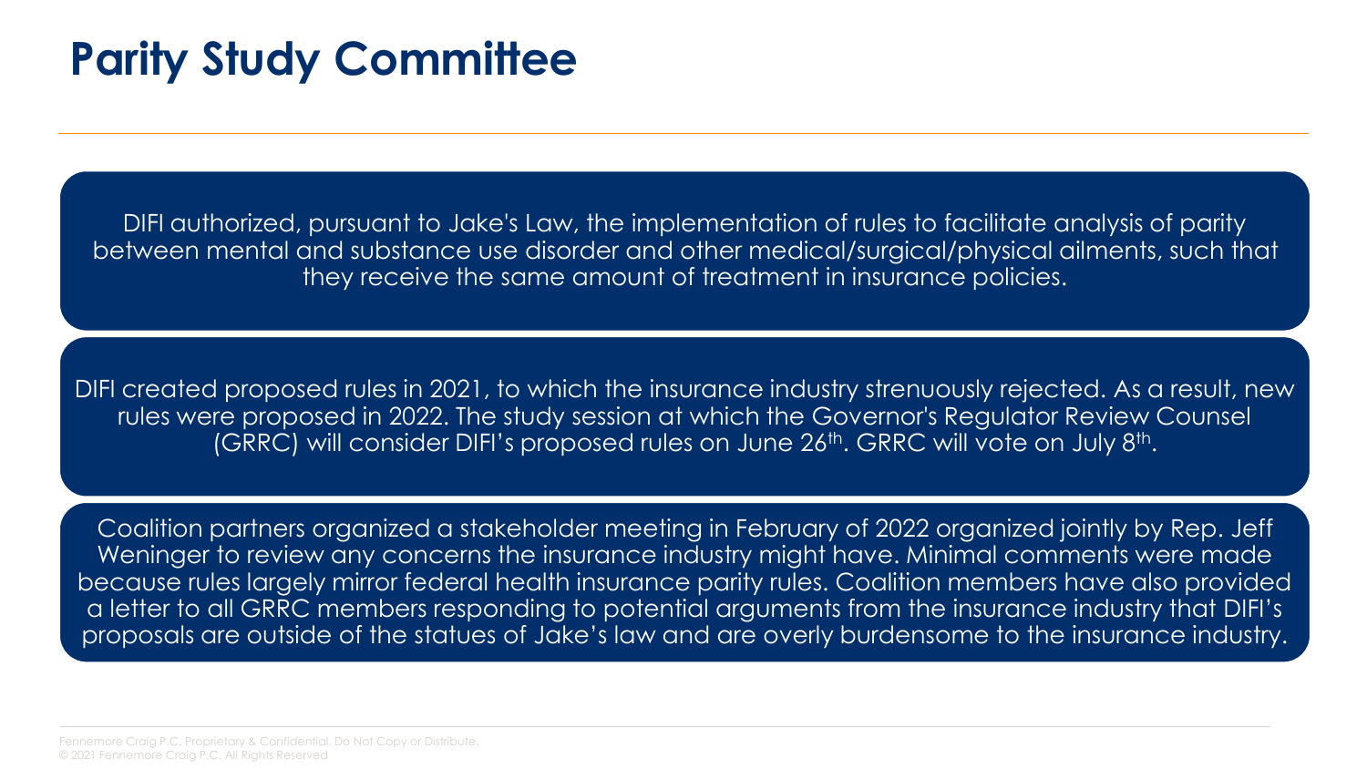# Parity Study Committee

DIFI authorized, pursuant to Jake's Law, the implementation of rules to facilitate analysis of parity between mental and substance use disorder and other medical/surgical/physical ailments, such that they receive the same amount of treatment in insurance policies.

DIFI created proposed rules in 2021, to which the insurance industry strenuously rejected. As a result, new rules were proposed in 2022. The study session at which the Governor's Regulator Review Counsel (GRRC) will consider DIFI's proposed rules on June 26th. GRRC will vote on July 8th.

Coalition partners organized a stakeholder meeting in February of 2022 organized jointly by Rep. Jeff Weninger to review any concerns the insurance industry might have. Minimal comments were made because rules largely mirror federal health insurance parity rules. Coalition members have also provided a letter to all GRRC members responding to potential arguments from the insurance industry that DIFI's proposals are outside of the statues of Jake's law and are overly burdensome to the insurance industry.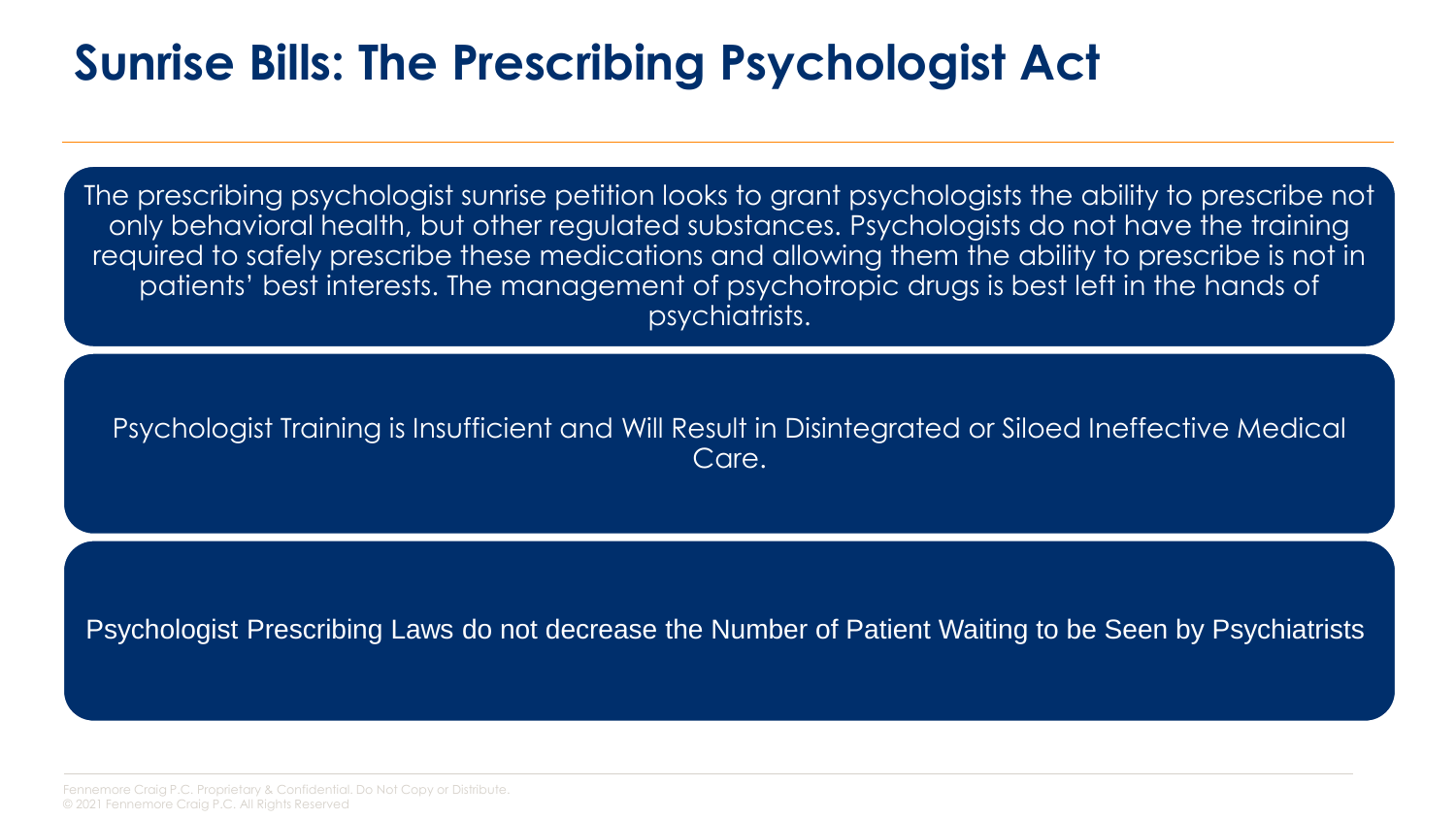# Sunrise Bills: The Prescribing Psychologist Act

The prescribing psychologist sunrise petition looks to grant psychologists the ability to prescribe not only behavioral health, but other regulated substances. Psychologists do not have the training required to safely prescribe these medications and allowing them the ability to prescribe is not in patients' best interests. The management of psychotropic drugs is best left in the hands of psychiatrists.

Psychologist Training is Insufficient and Will Result in Disintegrated or Siloed Ineffective Medical Care.

Psychologist Prescribing Laws do not decrease the Number of Patient Waiting to be Seen by Psychiatrists

Fennemore Craig P.C. Proprietary & Confidential. Do Not Copy or Distribute.
© 2021 Fennemore Craig P.C. All Rights Reserved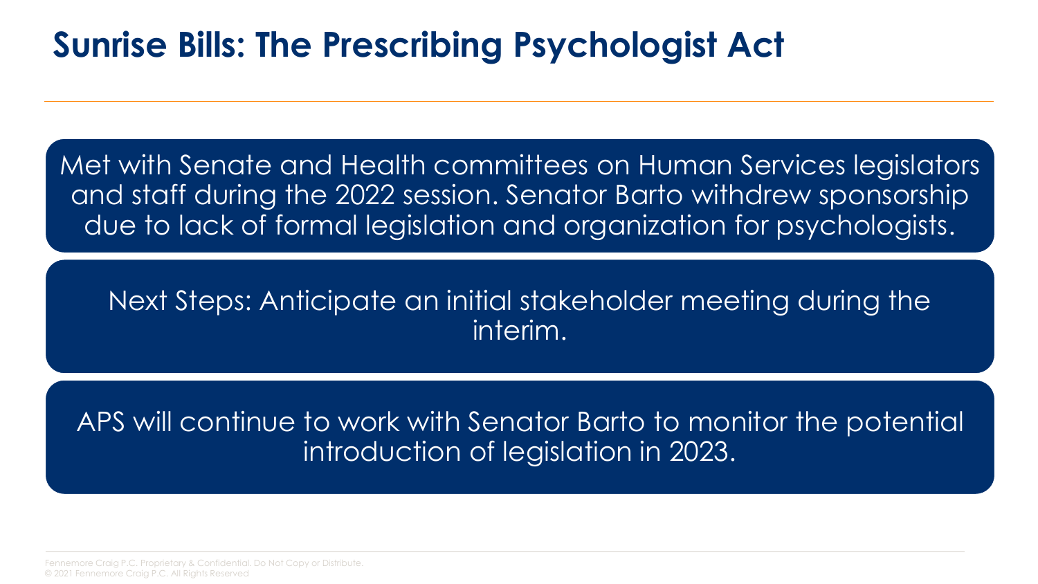# Sunrise Bills: The Prescribing Psychologist Act

Met with Senate and Health committees on Human Services legislators and staff during the 2022 session. Senator Barto withdrew sponsorship due to lack of formal legislation and organization for psychologists.

Next Steps: Anticipate an initial stakeholder meeting during the interim.

APS will continue to work with Senator Barto to monitor the potential introduction of legislation in 2023.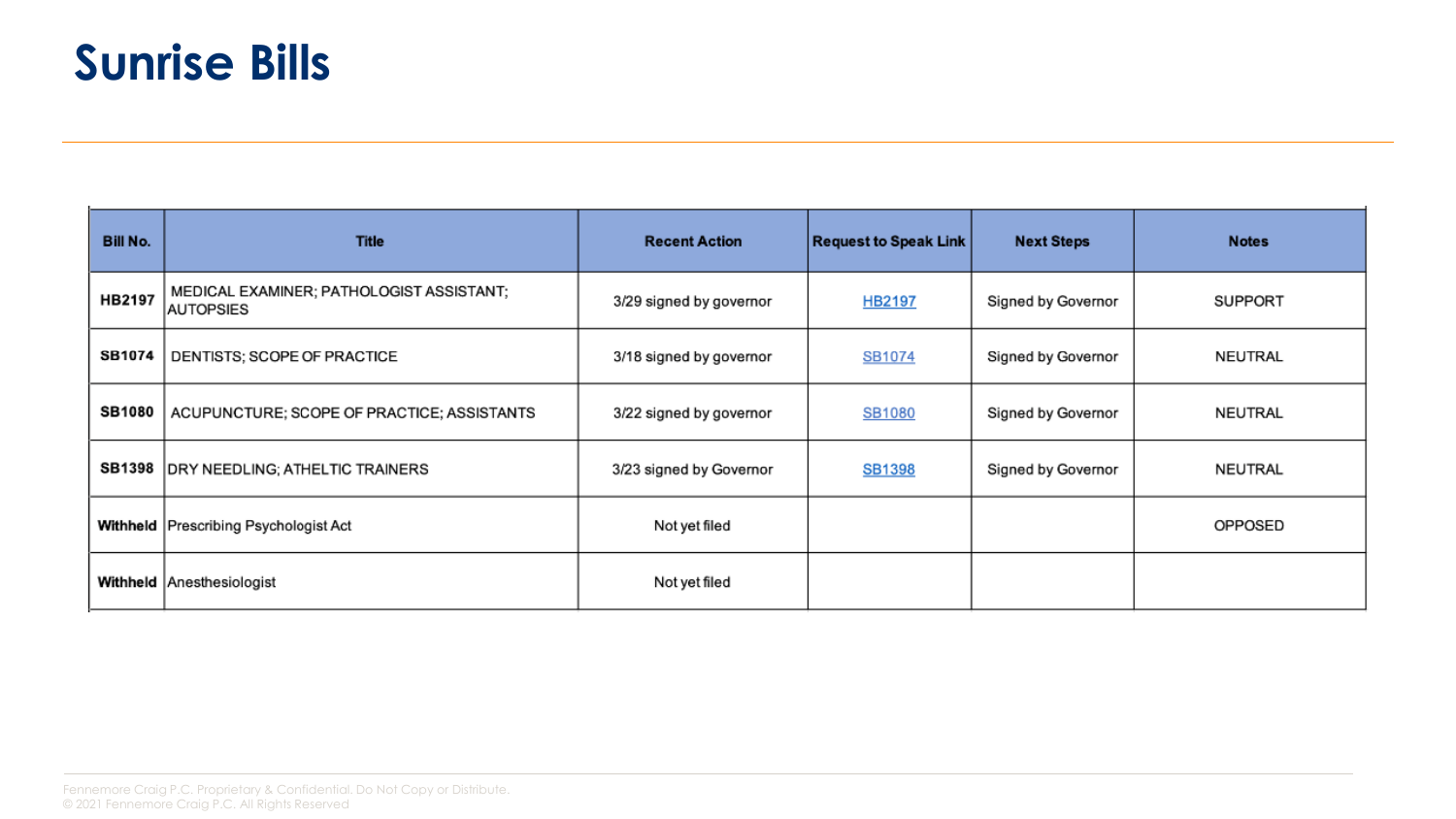# Sunrise Bills

| Bill No. | Title | Recent Action | Request to Speak Link | Next Steps | Notes |
|---|---|---|---|---|---|
| HB2197 | MEDICAL EXAMINER; PATHOLOGIST ASSISTANT; AUTOPSIES | 3/29 signed by governor | HB2197 | Signed by Governor | SUPPORT |
| SB1074 | DENTISTS; SCOPE OF PRACTICE | 3/18 signed by governor | SB1074 | Signed by Governor | NEUTRAL |
| SB1080 | ACUPUNCTURE; SCOPE OF PRACTICE; ASSISTANTS | 3/22 signed by governor | SB1080 | Signed by Governor | NEUTRAL |
| SB1398 | DRY NEEDLING; ATHELTIC TRAINERS | 3/23 signed by Governor | SB1398 | Signed by Governor | NEUTRAL |
| Withheld | Prescribing Psychologist Act | Not yet filed | | | OPPOSED |
| Withheld | Anesthesiologist | Not yet filed | | | |

Fennemore Craig P.C. Proprietary & Confidential. Do Not Copy or Distribute.
© 2021 Fennemore Craig P.C. All Rights Reserved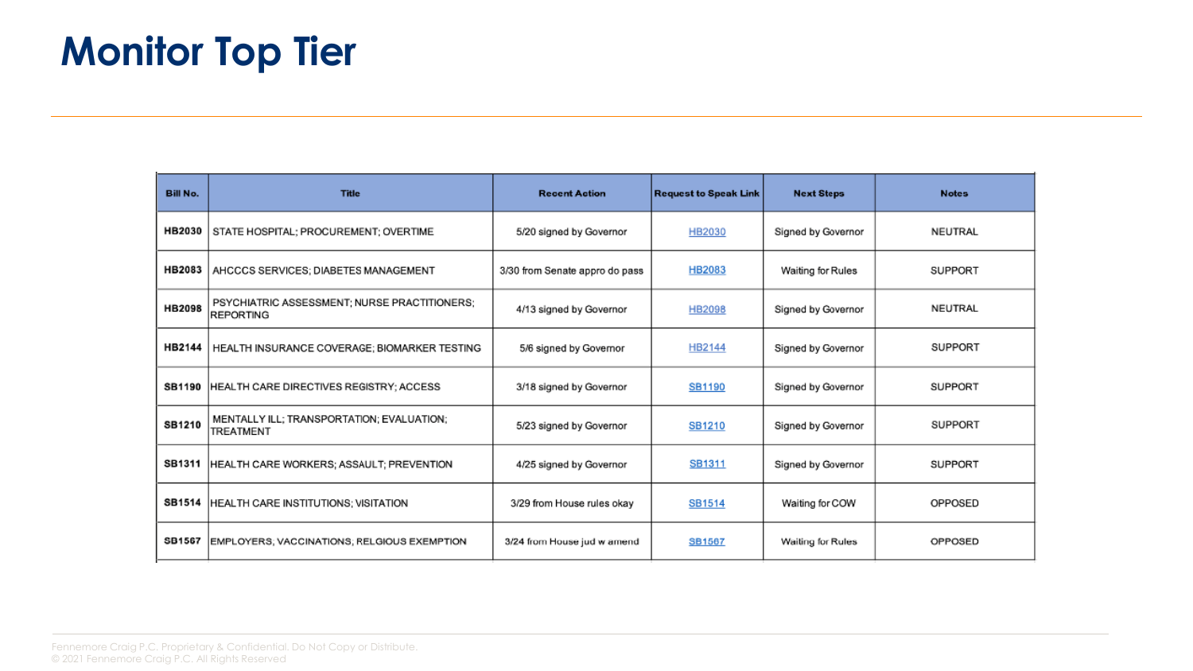# Monitor Top Tier

| Bill No. | Title | Recent Action | Request to Speak Link | Next Steps | Notes |
|---|---|---|---|---|---|
| HB2030 | STATE HOSPITAL; PROCUREMENT; OVERTIME | 5/20 signed by Governor | HB2030 | Signed by Governor | NEUTRAL |
| HB2083 | AHCCCS SERVICES; DIABETES MANAGEMENT | 3/30 from Senate appro do pass | HB2083 | Waiting for Rules | SUPPORT |
| HB2098 | PSYCHIATRIC ASSESSMENT; NURSE PRACTITIONERS; REPORTING | 4/13 signed by Governor | HB2098 | Signed by Governor | NEUTRAL |
| HB2144 | HEALTH INSURANCE COVERAGE; BIOMARKER TESTING | 5/6 signed by Governor | HB2144 | Signed by Governor | SUPPORT |
| SB1190 | HEALTH CARE DIRECTIVES REGISTRY; ACCESS | 3/18 signed by Governor | SB1190 | Signed by Governor | SUPPORT |
| SB1210 | MENTALLY ILL; TRANSPORTATION; EVALUATION; TREATMENT | 5/23 signed by Governor | SB1210 | Signed by Governor | SUPPORT |
| SB1311 | HEALTH CARE WORKERS; ASSAULT; PREVENTION | 4/25 signed by Governor | SB1311 | Signed by Governor | SUPPORT |
| SB1514 | HEALTH CARE INSTITUTIONS; VISITATION | 3/29 from House rules okay | SB1514 | Waiting for COW | OPPOSED |
| SB1567 | EMPLOYERS, VACCINATIONS, RELGIOUS EXEMPTION | 3/24 from House jud w amend | SB1567 | Waiting for Rules | OPPOSED |

Fennemore Craig P.C. Proprietary & Confidential. Do Not Copy or Distribute.
© 2021 Fennemore Craig P.C. All Rights Reserved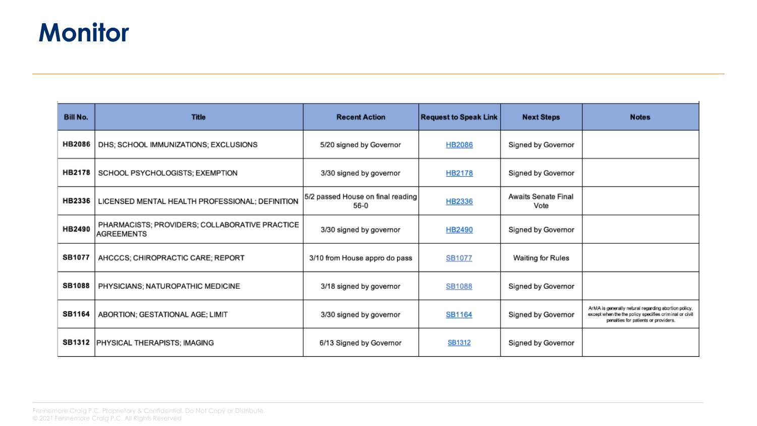# Monitor

| Bill No. | Title | Recent Action | Request to Speak Link | Next Steps | Notes |
|---|---|---|---|---|---|
| HB2086 | DHS; SCHOOL IMMUNIZATIONS; EXCLUSIONS | 5/20 signed by Governor | HB2086 | Signed by Governor | |
| HB2178 | SCHOOL PSYCHOLOGISTS; EXEMPTION | 3/30 signed by governor | HB2178 | Signed by Governor | |
| HB2336 | LICENSED MENTAL HEALTH PROFESSIONAL; DEFINITION | 5/2 passed House on final reading 56-0 | HB2336 | Awaits Senate Final Vote | |
| HB2490 | PHARMACISTS; PROVIDERS; COLLABORATIVE PRACTICE AGREEMENTS | 3/30 signed by governor | HB2490 | Signed by Governor | |
| SB1077 | AHCCCS; CHIROPRACTIC CARE; REPORT | 3/10 from House appro do pass | SB1077 | Waiting for Rules | |
| SB1088 | PHYSICIANS; NATUROPATHIC MEDICINE | 3/18 signed by governor | SB1088 | Signed by Governor | |
| SB1164 | ABORTION; GESTATIONAL AGE; LIMIT | 3/30 signed by governor | SB1164 | Signed by Governor | ArMA is generally netural regarding abortion policy, except when the the policy specifies criminal or civil penalties for patients or providers. |
| SB1312 | PHYSICAL THERAPISTS; IMAGING | 6/13 Signed by Governor | SB1312 | Signed by Governor | |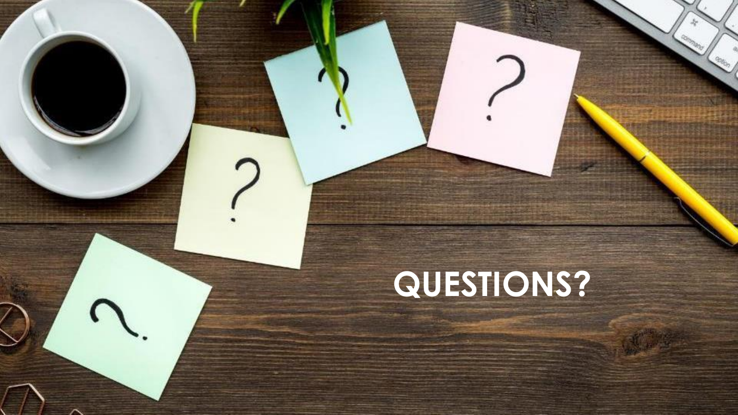# QUESTIONS?